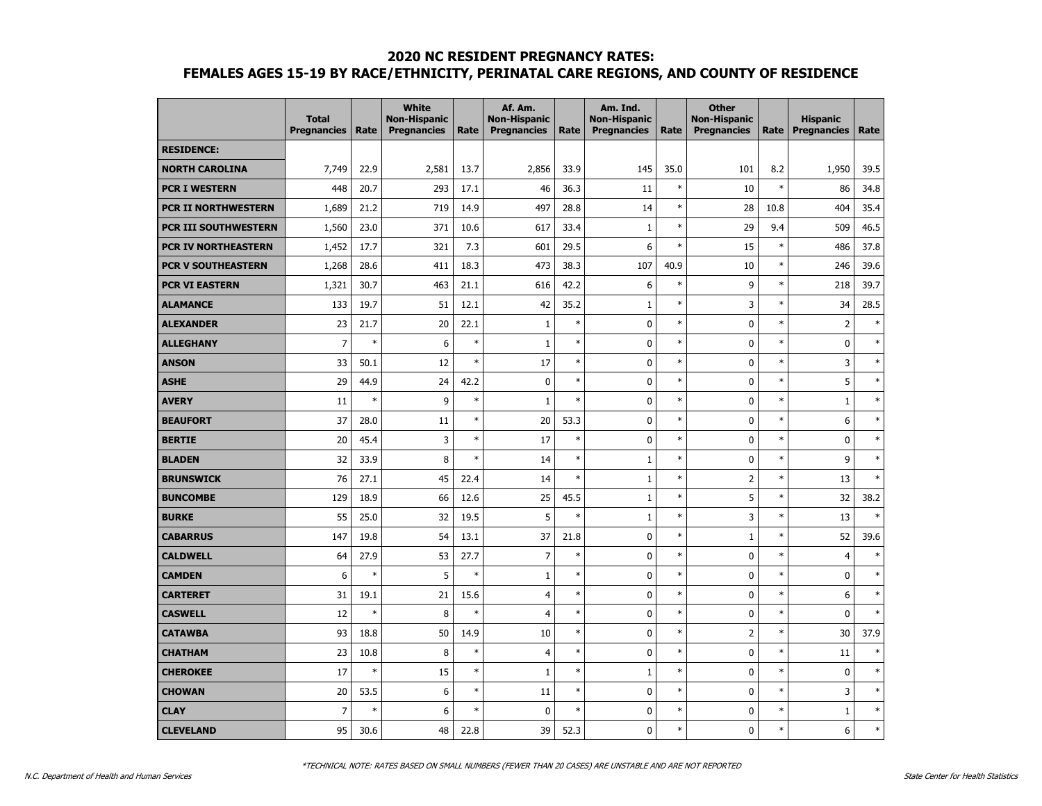# 2020 NC RESIDENT PREGNANCY RATES:
# FEMALES AGES 15-19 BY RACE/ETHNICITY, PERINATAL CARE REGIONS, AND COUNTY OF RESIDENCE

| | Total Pregnancies | Rate | White Non-Hispanic Pregnancies | Rate | Af. Am. Non-Hispanic Pregnancies | Rate | Am. Ind. Non-Hispanic Pregnancies | Rate | Other Non-Hispanic Pregnancies | Rate | Hispanic Pregnancies | Rate |
|---|---|---|---|---|---|---|---|---|---|---|---|---|
| **RESIDENCE:** | | | | | | | | | | | | |
| **NORTH CAROLINA** | 7,749 | 22.9 | 2,581 | 13.7 | 2,856 | 33.9 | 145 | 35.0 | 101 | 8.2 | 1,950 | 39.5 |
| **PCR I WESTERN** | 448 | 20.7 | 293 | 17.1 | 46 | 36.3 | 11 | * | 10 | * | 86 | 34.8 |
| **PCR II NORTHWESTERN** | 1,689 | 21.2 | 719 | 14.9 | 497 | 28.8 | 14 | * | 28 | 10.8 | 404 | 35.4 |
| **PCR III SOUTHWESTERN** | 1,560 | 23.0 | 371 | 10.6 | 617 | 33.4 | 1 | * | 29 | 9.4 | 509 | 46.5 |
| **PCR IV NORTHEASTERN** | 1,452 | 17.7 | 321 | 7.3 | 601 | 29.5 | 6 | * | 15 | * | 486 | 37.8 |
| **PCR V SOUTHEASTERN** | 1,268 | 28.6 | 411 | 18.3 | 473 | 38.3 | 107 | 40.9 | 10 | * | 246 | 39.6 |
| **PCR VI EASTERN** | 1,321 | 30.7 | 463 | 21.1 | 616 | 42.2 | 6 | * | 9 | * | 218 | 39.7 |
| **ALAMANCE** | 133 | 19.7 | 51 | 12.1 | 42 | 35.2 | 1 | * | 3 | * | 34 | 28.5 |
| **ALEXANDER** | 23 | 21.7 | 20 | 22.1 | 1 | * | 0 | * | 0 | * | 2 | * |
| **ALLEGHANY** | 7 | * | 6 | * | 1 | * | 0 | * | 0 | * | 0 | * |
| **ANSON** | 33 | 50.1 | 12 | * | 17 | * | 0 | * | 0 | * | 3 | * |
| **ASHE** | 29 | 44.9 | 24 | 42.2 | 0 | * | 0 | * | 0 | * | 5 | * |
| **AVERY** | 11 | * | 9 | * | 1 | * | 0 | * | 0 | * | 1 | * |
| **BEAUFORT** | 37 | 28.0 | 11 | * | 20 | 53.3 | 0 | * | 0 | * | 6 | * |
| **BERTIE** | 20 | 45.4 | 3 | * | 17 | * | 0 | * | 0 | * | 0 | * |
| **BLADEN** | 32 | 33.9 | 8 | * | 14 | * | 1 | * | 0 | * | 9 | * |
| **BRUNSWICK** | 76 | 27.1 | 45 | 22.4 | 14 | * | 1 | * | 2 | * | 13 | * |
| **BUNCOMBE** | 129 | 18.9 | 66 | 12.6 | 25 | 45.5 | 1 | * | 5 | * | 32 | 38.2 |
| **BURKE** | 55 | 25.0 | 32 | 19.5 | 5 | * | 1 | * | 3 | * | 13 | * |
| **CABARRUS** | 147 | 19.8 | 54 | 13.1 | 37 | 21.8 | 0 | * | 1 | * | 52 | 39.6 |
| **CALDWELL** | 64 | 27.9 | 53 | 27.7 | 7 | * | 0 | * | 0 | * | 4 | * |
| **CAMDEN** | 6 | * | 5 | * | 1 | * | 0 | * | 0 | * | 0 | * |
| **CARTERET** | 31 | 19.1 | 21 | 15.6 | 4 | * | 0 | * | 0 | * | 6 | * |
| **CASWELL** | 12 | * | 8 | * | 4 | * | 0 | * | 0 | * | 0 | * |
| **CATAWBA** | 93 | 18.8 | 50 | 14.9 | 10 | * | 0 | * | 2 | * | 30 | 37.9 |
| **CHATHAM** | 23 | 10.8 | 8 | * | 4 | * | 0 | * | 0 | * | 11 | * |
| **CHEROKEE** | 17 | * | 15 | * | 1 | * | 1 | * | 0 | * | 0 | * |
| **CHOWAN** | 20 | 53.5 | 6 | * | 11 | * | 0 | * | 0 | * | 3 | * |
| **CLAY** | 7 | * | 6 | * | 0 | * | 0 | * | 0 | * | 1 | * |
| **CLEVELAND** | 95 | 30.6 | 48 | 22.8 | 39 | 52.3 | 0 | * | 0 | * | 6 | * |

*TECHNICAL NOTE: RATES BASED ON SMALL NUMBERS (FEWER THAN 20 CASES) ARE UNSTABLE AND ARE NOT REPORTED

N.C. Department of Health and Human Services — State Center for Health Statistics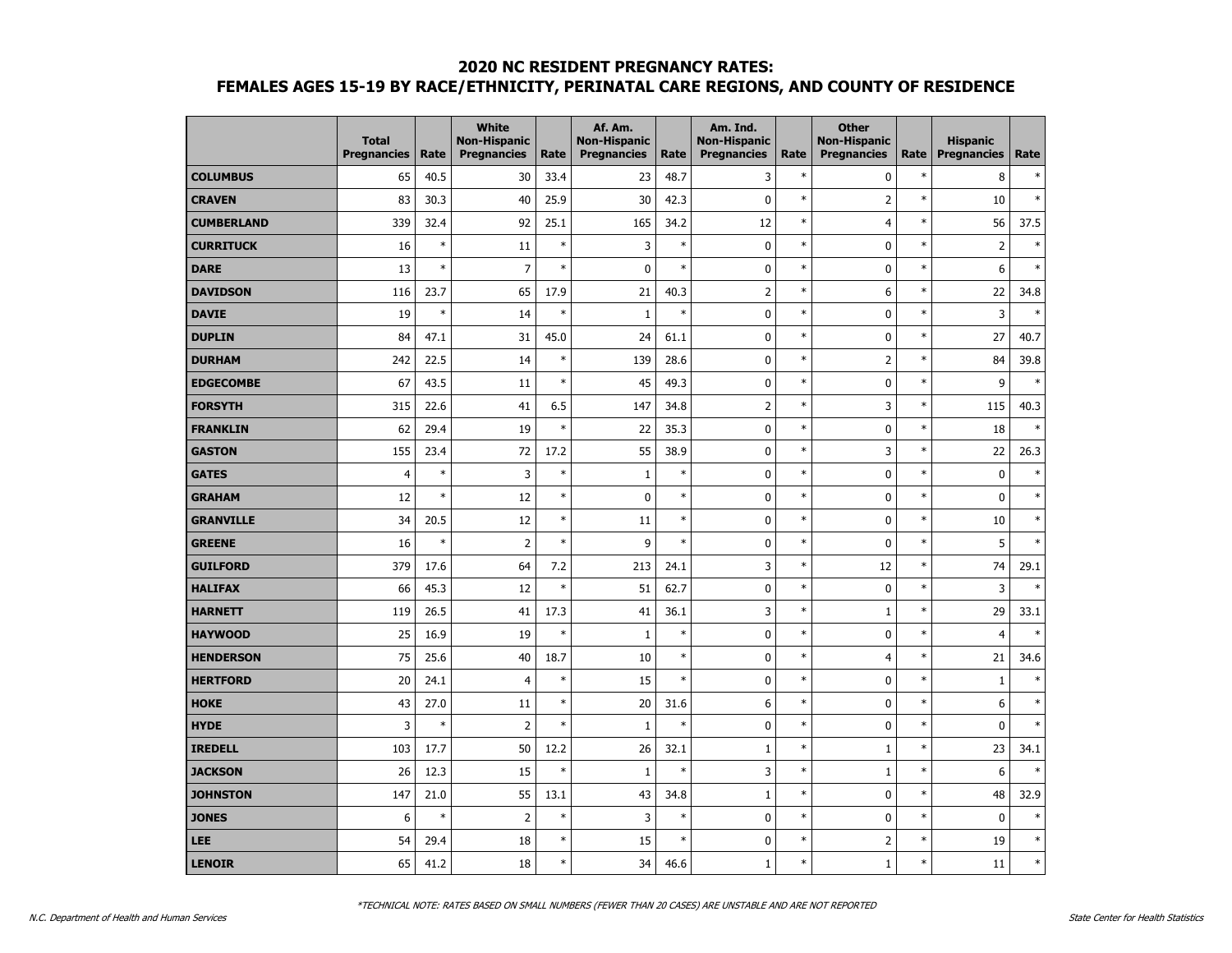# 2020 NC RESIDENT PREGNANCY RATES:
## FEMALES AGES 15-19 BY RACE/ETHNICITY, PERINATAL CARE REGIONS, AND COUNTY OF RESIDENCE

| | Total Pregnancies | Rate | White Non-Hispanic Pregnancies | Rate | Af. Am. Non-Hispanic Pregnancies | Rate | Am. Ind. Non-Hispanic Pregnancies | Rate | Other Non-Hispanic Pregnancies | Rate | Hispanic Pregnancies | Rate |
|---|---|---|---|---|---|---|---|---|---|---|---|---|
| **COLUMBUS** | 65 | 40.5 | 30 | 33.4 | 23 | 48.7 | 3 | * | 0 | * | 8 | * |
| **CRAVEN** | 83 | 30.3 | 40 | 25.9 | 30 | 42.3 | 0 | * | 2 | * | 10 | * |
| **CUMBERLAND** | 339 | 32.4 | 92 | 25.1 | 165 | 34.2 | 12 | * | 4 | * | 56 | 37.5 |
| **CURRITUCK** | 16 | * | 11 | * | 3 | * | 0 | * | 0 | * | 2 | * |
| **DARE** | 13 | * | 7 | * | 0 | * | 0 | * | 0 | * | 6 | * |
| **DAVIDSON** | 116 | 23.7 | 65 | 17.9 | 21 | 40.3 | 2 | * | 6 | * | 22 | 34.8 |
| **DAVIE** | 19 | * | 14 | * | 1 | * | 0 | * | 0 | * | 3 | * |
| **DUPLIN** | 84 | 47.1 | 31 | 45.0 | 24 | 61.1 | 0 | * | 0 | * | 27 | 40.7 |
| **DURHAM** | 242 | 22.5 | 14 | * | 139 | 28.6 | 0 | * | 2 | * | 84 | 39.8 |
| **EDGECOMBE** | 67 | 43.5 | 11 | * | 45 | 49.3 | 0 | * | 0 | * | 9 | * |
| **FORSYTH** | 315 | 22.6 | 41 | 6.5 | 147 | 34.8 | 2 | * | 3 | * | 115 | 40.3 |
| **FRANKLIN** | 62 | 29.4 | 19 | * | 22 | 35.3 | 0 | * | 0 | * | 18 | * |
| **GASTON** | 155 | 23.4 | 72 | 17.2 | 55 | 38.9 | 0 | * | 3 | * | 22 | 26.3 |
| **GATES** | 4 | * | 3 | * | 1 | * | 0 | * | 0 | * | 0 | * |
| **GRAHAM** | 12 | * | 12 | * | 0 | * | 0 | * | 0 | * | 0 | * |
| **GRANVILLE** | 34 | 20.5 | 12 | * | 11 | * | 0 | * | 0 | * | 10 | * |
| **GREENE** | 16 | * | 2 | * | 9 | * | 0 | * | 0 | * | 5 | * |
| **GUILFORD** | 379 | 17.6 | 64 | 7.2 | 213 | 24.1 | 3 | * | 12 | * | 74 | 29.1 |
| **HALIFAX** | 66 | 45.3 | 12 | * | 51 | 62.7 | 0 | * | 0 | * | 3 | * |
| **HARNETT** | 119 | 26.5 | 41 | 17.3 | 41 | 36.1 | 3 | * | 1 | * | 29 | 33.1 |
| **HAYWOOD** | 25 | 16.9 | 19 | * | 1 | * | 0 | * | 0 | * | 4 | * |
| **HENDERSON** | 75 | 25.6 | 40 | 18.7 | 10 | * | 0 | * | 4 | * | 21 | 34.6 |
| **HERTFORD** | 20 | 24.1 | 4 | * | 15 | * | 0 | * | 0 | * | 1 | * |
| **HOKE** | 43 | 27.0 | 11 | * | 20 | 31.6 | 6 | * | 0 | * | 6 | * |
| **HYDE** | 3 | * | 2 | * | 1 | * | 0 | * | 0 | * | 0 | * |
| **IREDELL** | 103 | 17.7 | 50 | 12.2 | 26 | 32.1 | 1 | * | 1 | * | 23 | 34.1 |
| **JACKSON** | 26 | 12.3 | 15 | * | 1 | * | 3 | * | 1 | * | 6 | * |
| **JOHNSTON** | 147 | 21.0 | 55 | 13.1 | 43 | 34.8 | 1 | * | 0 | * | 48 | 32.9 |
| **JONES** | 6 | * | 2 | * | 3 | * | 0 | * | 0 | * | 0 | * |
| **LEE** | 54 | 29.4 | 18 | * | 15 | * | 0 | * | 2 | * | 19 | * |
| **LENOIR** | 65 | 41.2 | 18 | * | 34 | 46.6 | 1 | * | 1 | * | 11 | * |

*\*TECHNICAL NOTE: RATES BASED ON SMALL NUMBERS (FEWER THAN 20 CASES) ARE UNSTABLE AND ARE NOT REPORTED*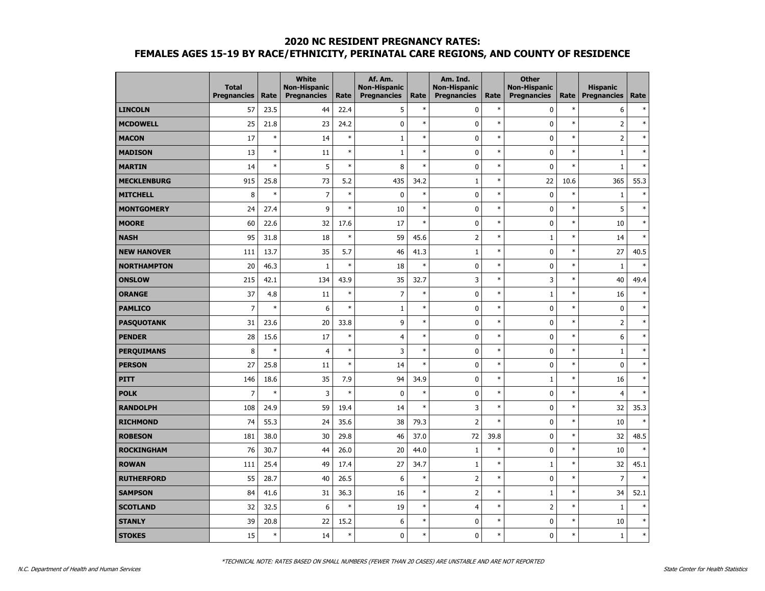## 2020 NC RESIDENT PREGNANCY RATES:
## FEMALES AGES 15-19 BY RACE/ETHNICITY, PERINATAL CARE REGIONS, AND COUNTY OF RESIDENCE

| | Total Pregnancies | Rate | White Non-Hispanic Pregnancies | Rate | Af. Am. Non-Hispanic Pregnancies | Rate | Am. Ind. Non-Hispanic Pregnancies | Rate | Other Non-Hispanic Pregnancies | Rate | Hispanic Pregnancies | Rate |
|---|---|---|---|---|---|---|---|---|---|---|---|---|
| **LINCOLN** | 57 | 23.5 | 44 | 22.4 | 5 | * | 0 | * | 0 | * | 6 | * |
| **MCDOWELL** | 25 | 21.8 | 23 | 24.2 | 0 | * | 0 | * | 0 | * | 2 | * |
| **MACON** | 17 | * | 14 | * | 1 | * | 0 | * | 0 | * | 2 | * |
| **MADISON** | 13 | * | 11 | * | 1 | * | 0 | * | 0 | * | 1 | * |
| **MARTIN** | 14 | * | 5 | * | 8 | * | 0 | * | 0 | * | 1 | * |
| **MECKLENBURG** | 915 | 25.8 | 73 | 5.2 | 435 | 34.2 | 1 | * | 22 | 10.6 | 365 | 55.3 |
| **MITCHELL** | 8 | * | 7 | * | 0 | * | 0 | * | 0 | * | 1 | * |
| **MONTGOMERY** | 24 | 27.4 | 9 | * | 10 | * | 0 | * | 0 | * | 5 | * |
| **MOORE** | 60 | 22.6 | 32 | 17.6 | 17 | * | 0 | * | 0 | * | 10 | * |
| **NASH** | 95 | 31.8 | 18 | * | 59 | 45.6 | 2 | * | 1 | * | 14 | * |
| **NEW HANOVER** | 111 | 13.7 | 35 | 5.7 | 46 | 41.3 | 1 | * | 0 | * | 27 | 40.5 |
| **NORTHAMPTON** | 20 | 46.3 | 1 | * | 18 | * | 0 | * | 0 | * | 1 | * |
| **ONSLOW** | 215 | 42.1 | 134 | 43.9 | 35 | 32.7 | 3 | * | 3 | * | 40 | 49.4 |
| **ORANGE** | 37 | 4.8 | 11 | * | 7 | * | 0 | * | 1 | * | 16 | * |
| **PAMLICO** | 7 | * | 6 | * | 1 | * | 0 | * | 0 | * | 0 | * |
| **PASQUOTANK** | 31 | 23.6 | 20 | 33.8 | 9 | * | 0 | * | 0 | * | 2 | * |
| **PENDER** | 28 | 15.6 | 17 | * | 4 | * | 0 | * | 0 | * | 6 | * |
| **PERQUIMANS** | 8 | * | 4 | * | 3 | * | 0 | * | 0 | * | 1 | * |
| **PERSON** | 27 | 25.8 | 11 | * | 14 | * | 0 | * | 0 | * | 0 | * |
| **PITT** | 146 | 18.6 | 35 | 7.9 | 94 | 34.9 | 0 | * | 1 | * | 16 | * |
| **POLK** | 7 | * | 3 | * | 0 | * | 0 | * | 0 | * | 4 | * |
| **RANDOLPH** | 108 | 24.9 | 59 | 19.4 | 14 | * | 3 | * | 0 | * | 32 | 35.3 |
| **RICHMOND** | 74 | 55.3 | 24 | 35.6 | 38 | 79.3 | 2 | * | 0 | * | 10 | * |
| **ROBESON** | 181 | 38.0 | 30 | 29.8 | 46 | 37.0 | 72 | 39.8 | 0 | * | 32 | 48.5 |
| **ROCKINGHAM** | 76 | 30.7 | 44 | 26.0 | 20 | 44.0 | 1 | * | 0 | * | 10 | * |
| **ROWAN** | 111 | 25.4 | 49 | 17.4 | 27 | 34.7 | 1 | * | 1 | * | 32 | 45.1 |
| **RUTHERFORD** | 55 | 28.7 | 40 | 26.5 | 6 | * | 2 | * | 0 | * | 7 | * |
| **SAMPSON** | 84 | 41.6 | 31 | 36.3 | 16 | * | 2 | * | 1 | * | 34 | 52.1 |
| **SCOTLAND** | 32 | 32.5 | 6 | * | 19 | * | 4 | * | 2 | * | 1 | * |
| **STANLY** | 39 | 20.8 | 22 | 15.2 | 6 | * | 0 | * | 0 | * | 10 | * |
| **STOKES** | 15 | * | 14 | * | 0 | * | 0 | * | 0 | * | 1 | * |

*TECHNICAL NOTE: RATES BASED ON SMALL NUMBERS (FEWER THAN 20 CASES) ARE UNSTABLE AND ARE NOT REPORTED

*N.C. Department of Health and Human Services* | *State Center for Health Statistics*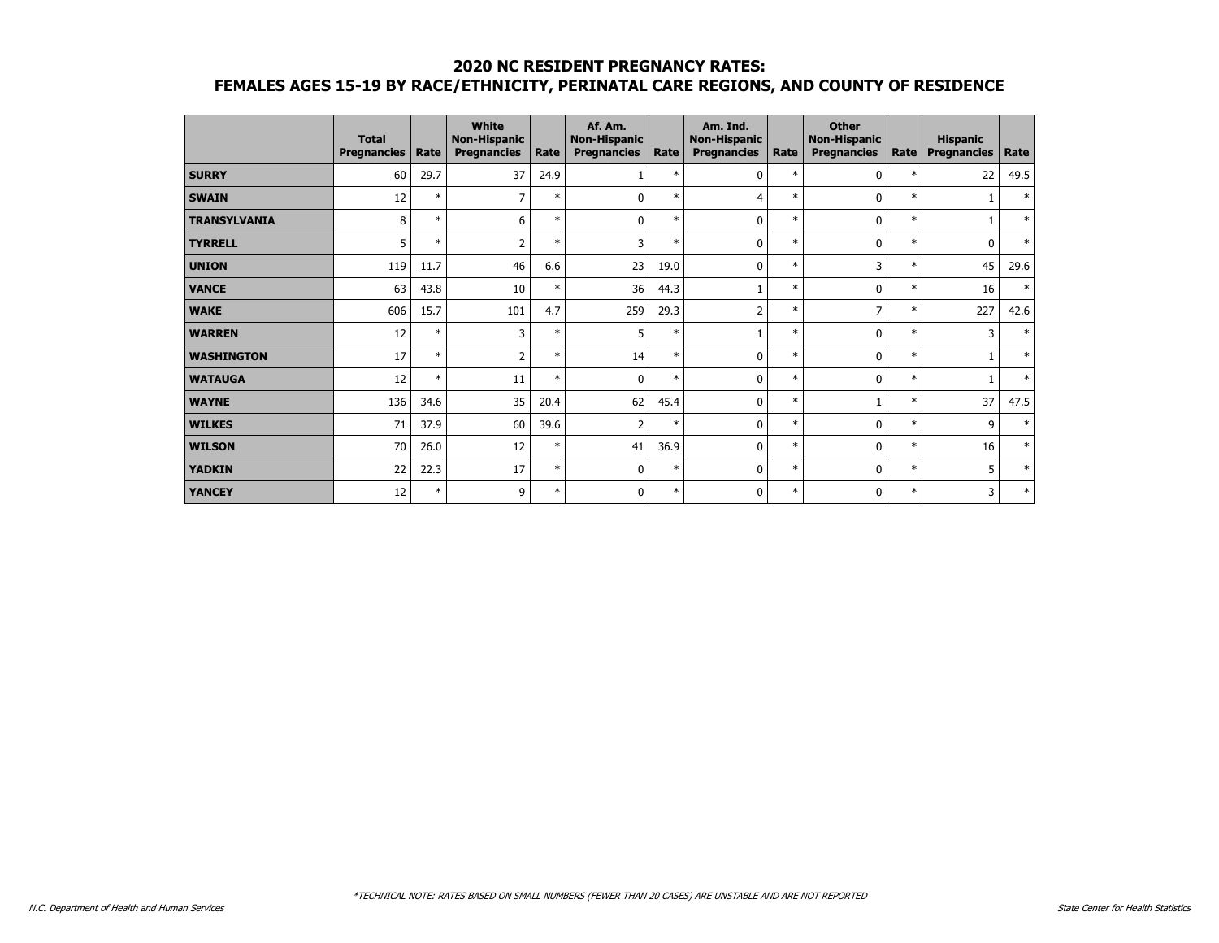## 2020 NC RESIDENT PREGNANCY RATES:
## FEMALES AGES 15-19 BY RACE/ETHNICITY, PERINATAL CARE REGIONS, AND COUNTY OF RESIDENCE

| | Total Pregnancies | Rate | White Non-Hispanic Pregnancies | Rate | Af. Am. Non-Hispanic Pregnancies | Rate | Am. Ind. Non-Hispanic Pregnancies | Rate | Other Non-Hispanic Pregnancies | Rate | Hispanic Pregnancies | Rate |
|---|---|---|---|---|---|---|---|---|---|---|---|---|
| **SURRY** | 60 | 29.7 | 37 | 24.9 | 1 | * | 0 | * | 0 | * | 22 | 49.5 |
| **SWAIN** | 12 | * | 7 | * | 0 | * | 4 | * | 0 | * | 1 | * |
| **TRANSYLVANIA** | 8 | * | 6 | * | 0 | * | 0 | * | 0 | * | 1 | * |
| **TYRRELL** | 5 | * | 2 | * | 3 | * | 0 | * | 0 | * | 0 | * |
| **UNION** | 119 | 11.7 | 46 | 6.6 | 23 | 19.0 | 0 | * | 3 | * | 45 | 29.6 |
| **VANCE** | 63 | 43.8 | 10 | * | 36 | 44.3 | 1 | * | 0 | * | 16 | * |
| **WAKE** | 606 | 15.7 | 101 | 4.7 | 259 | 29.3 | 2 | * | 7 | * | 227 | 42.6 |
| **WARREN** | 12 | * | 3 | * | 5 | * | 1 | * | 0 | * | 3 | * |
| **WASHINGTON** | 17 | * | 2 | * | 14 | * | 0 | * | 0 | * | 1 | * |
| **WATAUGA** | 12 | * | 11 | * | 0 | * | 0 | * | 0 | * | 1 | * |
| **WAYNE** | 136 | 34.6 | 35 | 20.4 | 62 | 45.4 | 0 | * | 1 | * | 37 | 47.5 |
| **WILKES** | 71 | 37.9 | 60 | 39.6 | 2 | * | 0 | * | 0 | * | 9 | * |
| **WILSON** | 70 | 26.0 | 12 | * | 41 | 36.9 | 0 | * | 0 | * | 16 | * |
| **YADKIN** | 22 | 22.3 | 17 | * | 0 | * | 0 | * | 0 | * | 5 | * |
| **YANCEY** | 12 | * | 9 | * | 0 | * | 0 | * | 0 | * | 3 | * |

*\*TECHNICAL NOTE: RATES BASED ON SMALL NUMBERS (FEWER THAN 20 CASES) ARE UNSTABLE AND ARE NOT REPORTED*